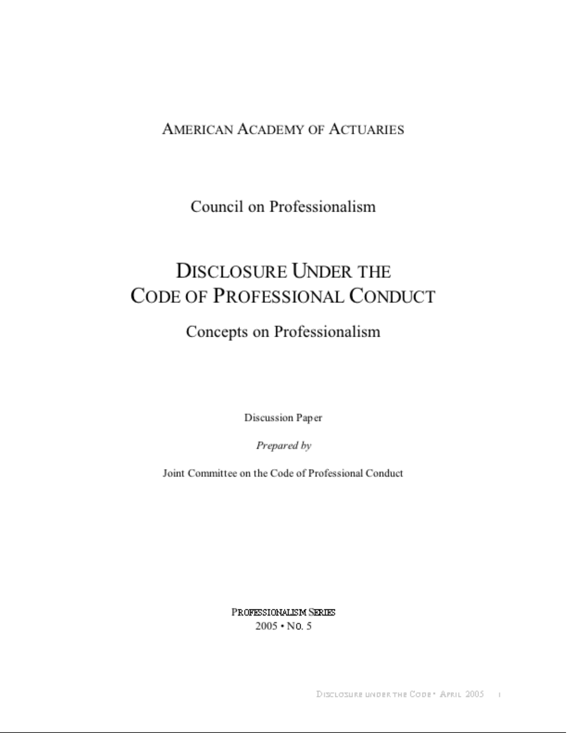AMERICAN ACADEMY OF ACTUARIES

Council on Professionalism

# DISCLOSURE UNDER THE CODE OF PROFESSIONAL CONDUCT

## Concepts on Professionalism

Discussion Paper

*Prepared by*

Joint Committee on the Code of Professional Conduct

PROFESSIONALISM SERIES
2005 • NO. 5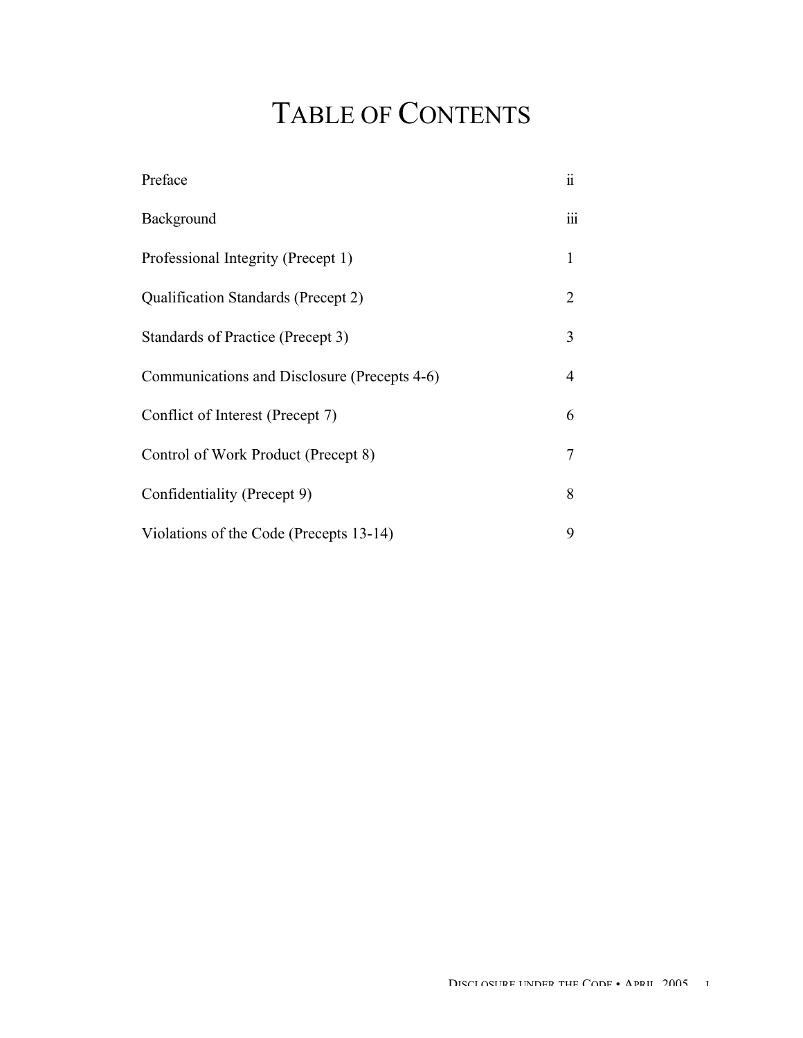# Table of Contents

| | |
|---|---|
| Preface | ii |
| Background | iii |
| Professional Integrity (Precept 1) | 1 |
| Qualification Standards (Precept 2) | 2 |
| Standards of Practice (Precept 3) | 3 |
| Communications and Disclosure (Precepts 4-6) | 4 |
| Conflict of Interest (Precept 7) | 6 |
| Control of Work Product (Precept 8) | 7 |
| Confidentiality (Precept 9) | 8 |
| Violations of the Code (Precepts 13-14) | 9 |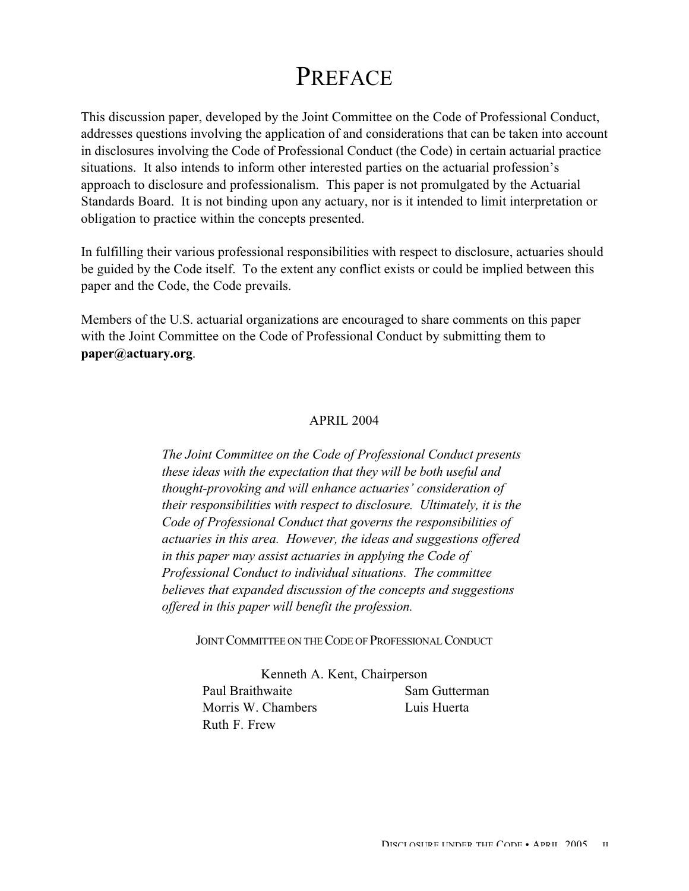# PREFACE

This discussion paper, developed by the Joint Committee on the Code of Professional Conduct, addresses questions involving the application of and considerations that can be taken into account in disclosures involving the Code of Professional Conduct (the Code) in certain actuarial practice situations. It also intends to inform other interested parties on the actuarial profession's approach to disclosure and professionalism. This paper is not promulgated by the Actuarial Standards Board. It is not binding upon any actuary, nor is it intended to limit interpretation or obligation to practice within the concepts presented.

In fulfilling their various professional responsibilities with respect to disclosure, actuaries should be guided by the Code itself. To the extent any conflict exists or could be implied between this paper and the Code, the Code prevails.

Members of the U.S. actuarial organizations are encouraged to share comments on this paper with the Joint Committee on the Code of Professional Conduct by submitting them to **paper@actuary.org**.

APRIL 2004

*The Joint Committee on the Code of Professional Conduct presents these ideas with the expectation that they will be both useful and thought-provoking and will enhance actuaries' consideration of their responsibilities with respect to disclosure. Ultimately, it is the Code of Professional Conduct that governs the responsibilities of actuaries in this area. However, the ideas and suggestions offered in this paper may assist actuaries in applying the Code of Professional Conduct to individual situations. The committee believes that expanded discussion of the concepts and suggestions offered in this paper will benefit the profession.*

JOINT COMMITTEE ON THE CODE OF PROFESSIONAL CONDUCT

Kenneth A. Kent, Chairperson

Paul Braithwaite
Morris W. Chambers
Ruth F. Frew
Sam Gutterman
Luis Huerta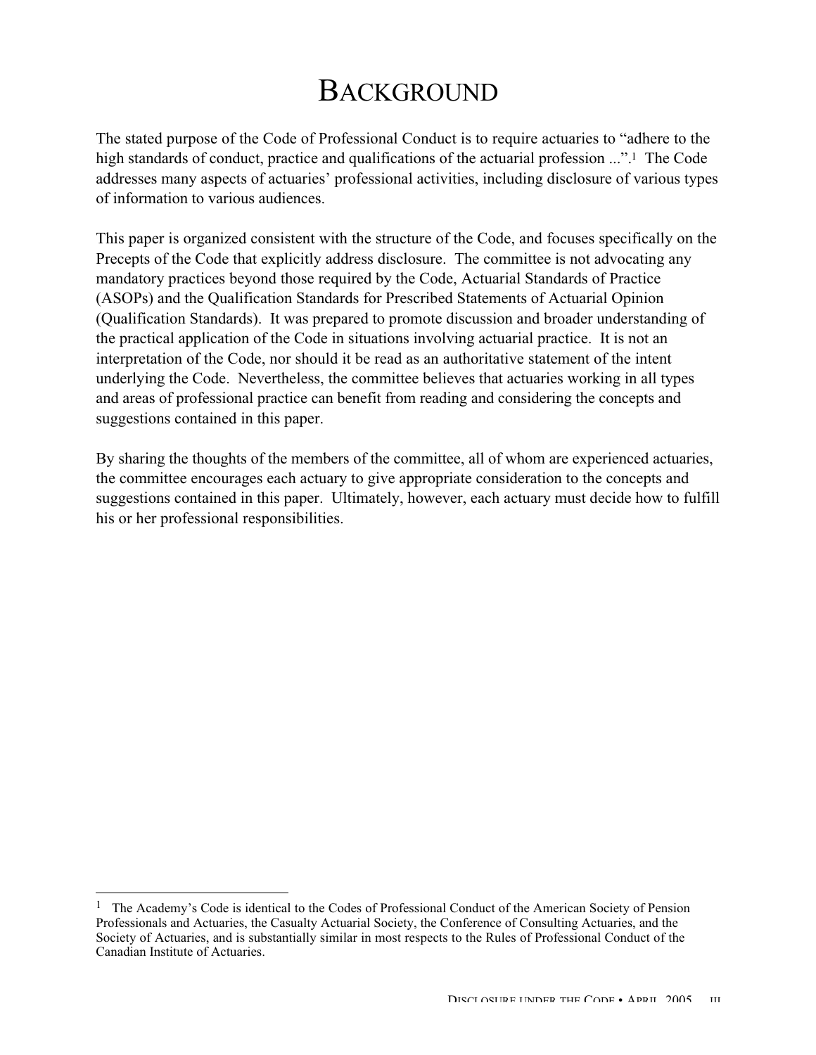# BACKGROUND

The stated purpose of the Code of Professional Conduct is to require actuaries to "adhere to the high standards of conduct, practice and qualifications of the actuarial profession ...".[1] The Code addresses many aspects of actuaries' professional activities, including disclosure of various types of information to various audiences.

This paper is organized consistent with the structure of the Code, and focuses specifically on the Precepts of the Code that explicitly address disclosure. The committee is not advocating any mandatory practices beyond those required by the Code, Actuarial Standards of Practice (ASOPs) and the Qualification Standards for Prescribed Statements of Actuarial Opinion (Qualification Standards). It was prepared to promote discussion and broader understanding of the practical application of the Code in situations involving actuarial practice. It is not an interpretation of the Code, nor should it be read as an authoritative statement of the intent underlying the Code. Nevertheless, the committee believes that actuaries working in all types and areas of professional practice can benefit from reading and considering the concepts and suggestions contained in this paper.

By sharing the thoughts of the members of the committee, all of whom are experienced actuaries, the committee encourages each actuary to give appropriate consideration to the concepts and suggestions contained in this paper. Ultimately, however, each actuary must decide how to fulfill his or her professional responsibilities.

---

[1] The Academy's Code is identical to the Codes of Professional Conduct of the American Society of Pension Professionals and Actuaries, the Casualty Actuarial Society, the Conference of Consulting Actuaries, and the Society of Actuaries, and is substantially similar in most respects to the Rules of Professional Conduct of the Canadian Institute of Actuaries.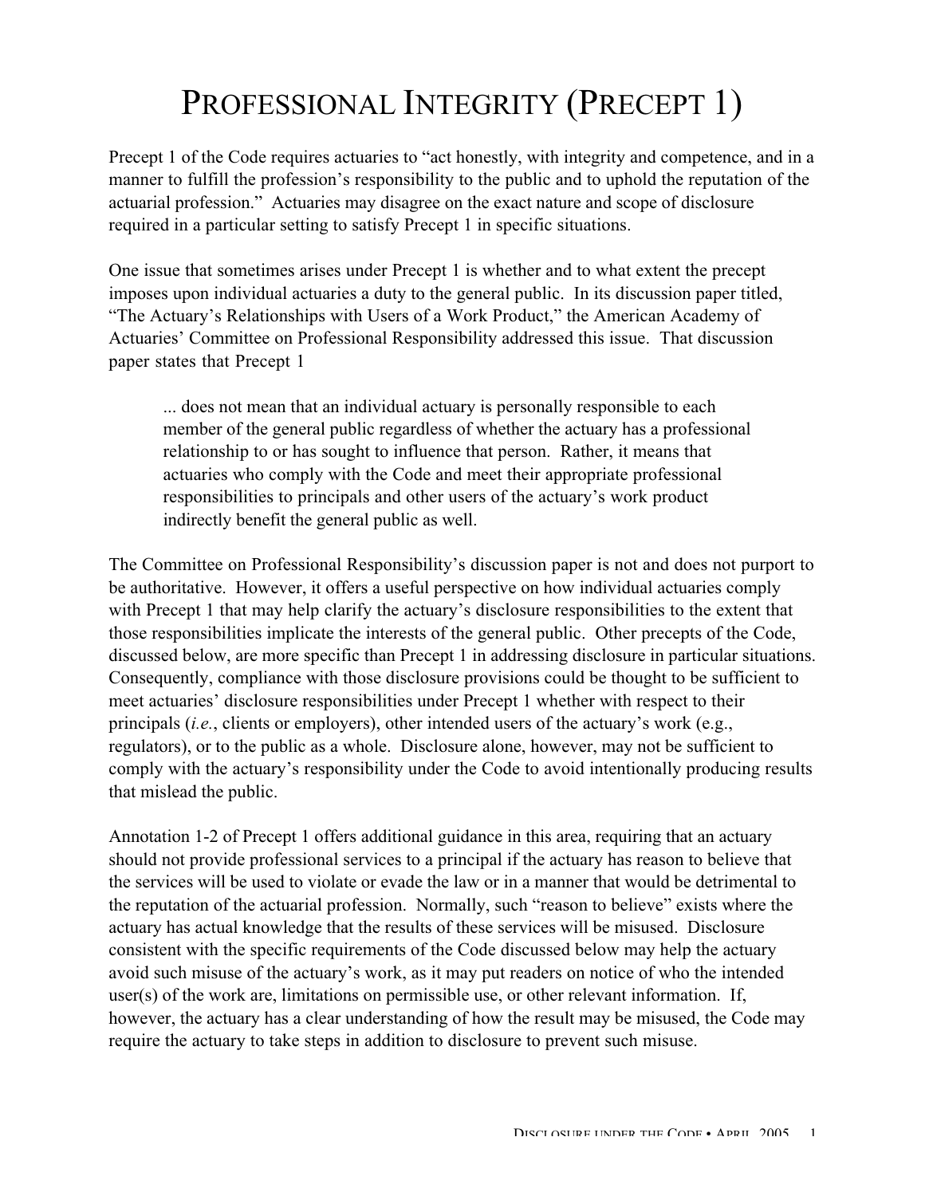# Professional Integrity (Precept 1)

Precept 1 of the Code requires actuaries to "act honestly, with integrity and competence, and in a manner to fulfill the profession's responsibility to the public and to uphold the reputation of the actuarial profession." Actuaries may disagree on the exact nature and scope of disclosure required in a particular setting to satisfy Precept 1 in specific situations.

One issue that sometimes arises under Precept 1 is whether and to what extent the precept imposes upon individual actuaries a duty to the general public. In its discussion paper titled, "The Actuary's Relationships with Users of a Work Product," the American Academy of Actuaries' Committee on Professional Responsibility addressed this issue. That discussion paper states that Precept 1

> ... does not mean that an individual actuary is personally responsible to each member of the general public regardless of whether the actuary has a professional relationship to or has sought to influence that person. Rather, it means that actuaries who comply with the Code and meet their appropriate professional responsibilities to principals and other users of the actuary's work product indirectly benefit the general public as well.

The Committee on Professional Responsibility's discussion paper is not and does not purport to be authoritative. However, it offers a useful perspective on how individual actuaries comply with Precept 1 that may help clarify the actuary's disclosure responsibilities to the extent that those responsibilities implicate the interests of the general public. Other precepts of the Code, discussed below, are more specific than Precept 1 in addressing disclosure in particular situations. Consequently, compliance with those disclosure provisions could be thought to be sufficient to meet actuaries' disclosure responsibilities under Precept 1 whether with respect to their principals (*i.e.*, clients or employers), other intended users of the actuary's work (e.g., regulators), or to the public as a whole. Disclosure alone, however, may not be sufficient to comply with the actuary's responsibility under the Code to avoid intentionally producing results that mislead the public.

Annotation 1-2 of Precept 1 offers additional guidance in this area, requiring that an actuary should not provide professional services to a principal if the actuary has reason to believe that the services will be used to violate or evade the law or in a manner that would be detrimental to the reputation of the actuarial profession. Normally, such "reason to believe" exists where the actuary has actual knowledge that the results of these services will be misused. Disclosure consistent with the specific requirements of the Code discussed below may help the actuary avoid such misuse of the actuary's work, as it may put readers on notice of who the intended user(s) of the work are, limitations on permissible use, or other relevant information. If, however, the actuary has a clear understanding of how the result may be misused, the Code may require the actuary to take steps in addition to disclosure to prevent such misuse.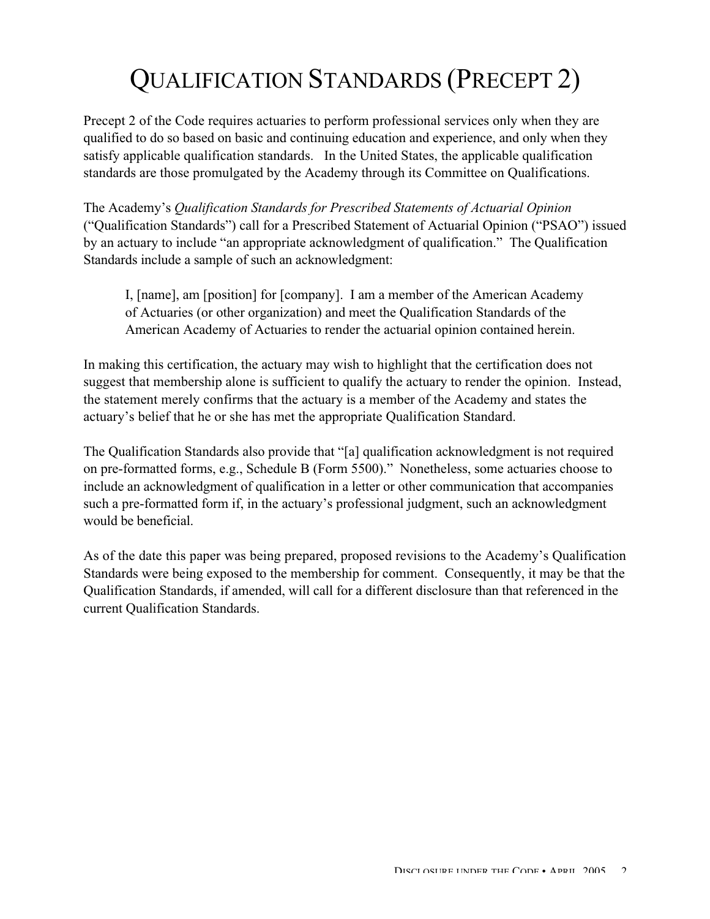# Qualification Standards (Precept 2)

Precept 2 of the Code requires actuaries to perform professional services only when they are qualified to do so based on basic and continuing education and experience, and only when they satisfy applicable qualification standards. In the United States, the applicable qualification standards are those promulgated by the Academy through its Committee on Qualifications.

The Academy's *Qualification Standards for Prescribed Statements of Actuarial Opinion* ("Qualification Standards") call for a Prescribed Statement of Actuarial Opinion ("PSAO") issued by an actuary to include "an appropriate acknowledgment of qualification." The Qualification Standards include a sample of such an acknowledgment:

> I, [name], am [position] for [company]. I am a member of the American Academy of Actuaries (or other organization) and meet the Qualification Standards of the American Academy of Actuaries to render the actuarial opinion contained herein.

In making this certification, the actuary may wish to highlight that the certification does not suggest that membership alone is sufficient to qualify the actuary to render the opinion. Instead, the statement merely confirms that the actuary is a member of the Academy and states the actuary's belief that he or she has met the appropriate Qualification Standard.

The Qualification Standards also provide that "[a] qualification acknowledgment is not required on pre-formatted forms, e.g., Schedule B (Form 5500)." Nonetheless, some actuaries choose to include an acknowledgment of qualification in a letter or other communication that accompanies such a pre-formatted form if, in the actuary's professional judgment, such an acknowledgment would be beneficial.

As of the date this paper was being prepared, proposed revisions to the Academy's Qualification Standards were being exposed to the membership for comment. Consequently, it may be that the Qualification Standards, if amended, will call for a different disclosure than that referenced in the current Qualification Standards.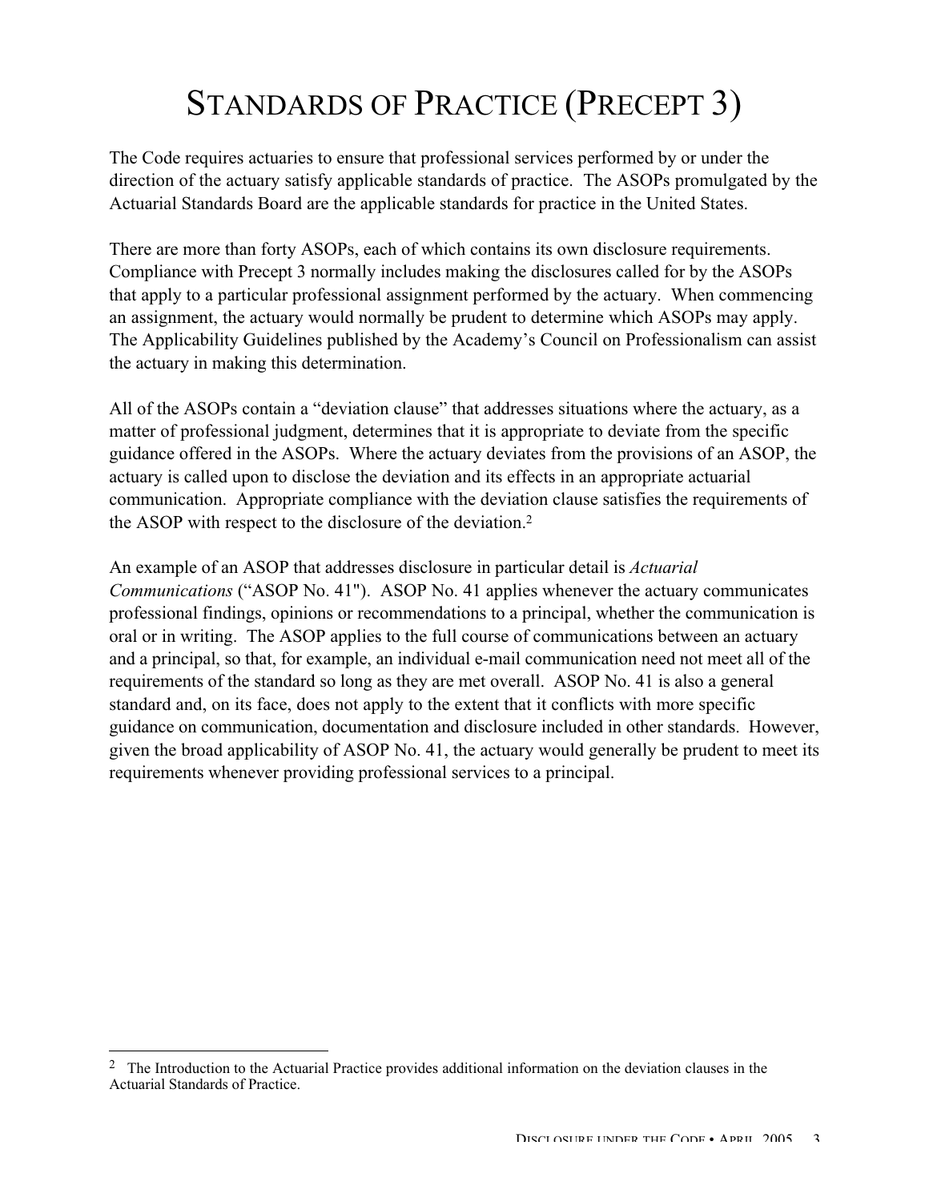# STANDARDS OF PRACTICE (PRECEPT 3)

The Code requires actuaries to ensure that professional services performed by or under the direction of the actuary satisfy applicable standards of practice. The ASOPs promulgated by the Actuarial Standards Board are the applicable standards for practice in the United States.

There are more than forty ASOPs, each of which contains its own disclosure requirements. Compliance with Precept 3 normally includes making the disclosures called for by the ASOPs that apply to a particular professional assignment performed by the actuary. When commencing an assignment, the actuary would normally be prudent to determine which ASOPs may apply. The Applicability Guidelines published by the Academy's Council on Professionalism can assist the actuary in making this determination.

All of the ASOPs contain a "deviation clause" that addresses situations where the actuary, as a matter of professional judgment, determines that it is appropriate to deviate from the specific guidance offered in the ASOPs. Where the actuary deviates from the provisions of an ASOP, the actuary is called upon to disclose the deviation and its effects in an appropriate actuarial communication. Appropriate compliance with the deviation clause satisfies the requirements of the ASOP with respect to the disclosure of the deviation.[2]

An example of an ASOP that addresses disclosure in particular detail is *Actuarial Communications* ("ASOP No. 41"). ASOP No. 41 applies whenever the actuary communicates professional findings, opinions or recommendations to a principal, whether the communication is oral or in writing. The ASOP applies to the full course of communications between an actuary and a principal, so that, for example, an individual e-mail communication need not meet all of the requirements of the standard so long as they are met overall. ASOP No. 41 is also a general standard and, on its face, does not apply to the extent that it conflicts with more specific guidance on communication, documentation and disclosure included in other standards. However, given the broad applicability of ASOP No. 41, the actuary would generally be prudent to meet its requirements whenever providing professional services to a principal.

---

[2] The Introduction to the Actuarial Practice provides additional information on the deviation clauses in the Actuarial Standards of Practice.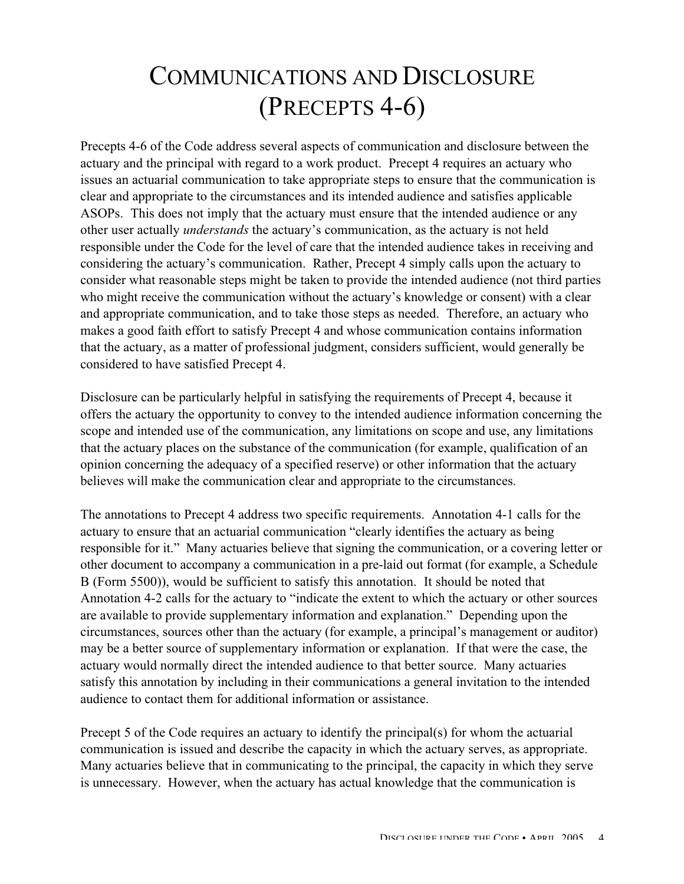# COMMUNICATIONS AND DISCLOSURE (PRECEPTS 4-6)

Precepts 4-6 of the Code address several aspects of communication and disclosure between the actuary and the principal with regard to a work product. Precept 4 requires an actuary who issues an actuarial communication to take appropriate steps to ensure that the communication is clear and appropriate to the circumstances and its intended audience and satisfies applicable ASOPs. This does not imply that the actuary must ensure that the intended audience or any other user actually *understands* the actuary's communication, as the actuary is not held responsible under the Code for the level of care that the intended audience takes in receiving and considering the actuary's communication. Rather, Precept 4 simply calls upon the actuary to consider what reasonable steps might be taken to provide the intended audience (not third parties who might receive the communication without the actuary's knowledge or consent) with a clear and appropriate communication, and to take those steps as needed. Therefore, an actuary who makes a good faith effort to satisfy Precept 4 and whose communication contains information that the actuary, as a matter of professional judgment, considers sufficient, would generally be considered to have satisfied Precept 4.

Disclosure can be particularly helpful in satisfying the requirements of Precept 4, because it offers the actuary the opportunity to convey to the intended audience information concerning the scope and intended use of the communication, any limitations on scope and use, any limitations that the actuary places on the substance of the communication (for example, qualification of an opinion concerning the adequacy of a specified reserve) or other information that the actuary believes will make the communication clear and appropriate to the circumstances.

The annotations to Precept 4 address two specific requirements. Annotation 4-1 calls for the actuary to ensure that an actuarial communication "clearly identifies the actuary as being responsible for it." Many actuaries believe that signing the communication, or a covering letter or other document to accompany a communication in a pre-laid out format (for example, a Schedule B (Form 5500)), would be sufficient to satisfy this annotation. It should be noted that Annotation 4-2 calls for the actuary to "indicate the extent to which the actuary or other sources are available to provide supplementary information and explanation." Depending upon the circumstances, sources other than the actuary (for example, a principal's management or auditor) may be a better source of supplementary information or explanation. If that were the case, the actuary would normally direct the intended audience to that better source. Many actuaries satisfy this annotation by including in their communications a general invitation to the intended audience to contact them for additional information or assistance.

Precept 5 of the Code requires an actuary to identify the principal(s) for whom the actuarial communication is issued and describe the capacity in which the actuary serves, as appropriate. Many actuaries believe that in communicating to the principal, the capacity in which they serve is unnecessary. However, when the actuary has actual knowledge that the communication is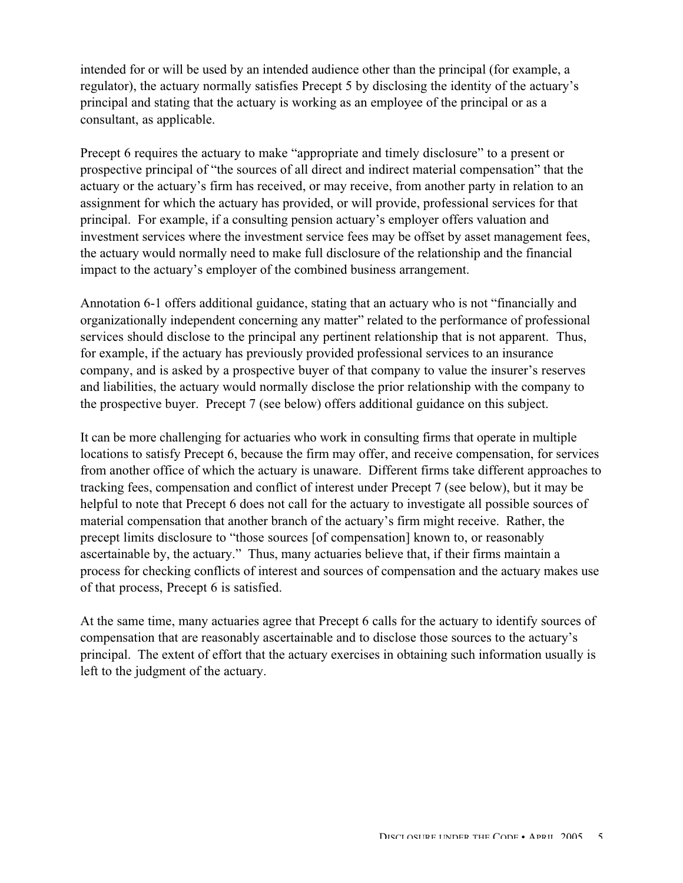intended for or will be used by an intended audience other than the principal (for example, a regulator), the actuary normally satisfies Precept 5 by disclosing the identity of the actuary's principal and stating that the actuary is working as an employee of the principal or as a consultant, as applicable.

Precept 6 requires the actuary to make "appropriate and timely disclosure" to a present or prospective principal of "the sources of all direct and indirect material compensation" that the actuary or the actuary's firm has received, or may receive, from another party in relation to an assignment for which the actuary has provided, or will provide, professional services for that principal. For example, if a consulting pension actuary's employer offers valuation and investment services where the investment service fees may be offset by asset management fees, the actuary would normally need to make full disclosure of the relationship and the financial impact to the actuary's employer of the combined business arrangement.

Annotation 6-1 offers additional guidance, stating that an actuary who is not "financially and organizationally independent concerning any matter" related to the performance of professional services should disclose to the principal any pertinent relationship that is not apparent. Thus, for example, if the actuary has previously provided professional services to an insurance company, and is asked by a prospective buyer of that company to value the insurer's reserves and liabilities, the actuary would normally disclose the prior relationship with the company to the prospective buyer. Precept 7 (see below) offers additional guidance on this subject.

It can be more challenging for actuaries who work in consulting firms that operate in multiple locations to satisfy Precept 6, because the firm may offer, and receive compensation, for services from another office of which the actuary is unaware. Different firms take different approaches to tracking fees, compensation and conflict of interest under Precept 7 (see below), but it may be helpful to note that Precept 6 does not call for the actuary to investigate all possible sources of material compensation that another branch of the actuary's firm might receive. Rather, the precept limits disclosure to "those sources [of compensation] known to, or reasonably ascertainable by, the actuary." Thus, many actuaries believe that, if their firms maintain a process for checking conflicts of interest and sources of compensation and the actuary makes use of that process, Precept 6 is satisfied.

At the same time, many actuaries agree that Precept 6 calls for the actuary to identify sources of compensation that are reasonably ascertainable and to disclose those sources to the actuary's principal. The extent of effort that the actuary exercises in obtaining such information usually is left to the judgment of the actuary.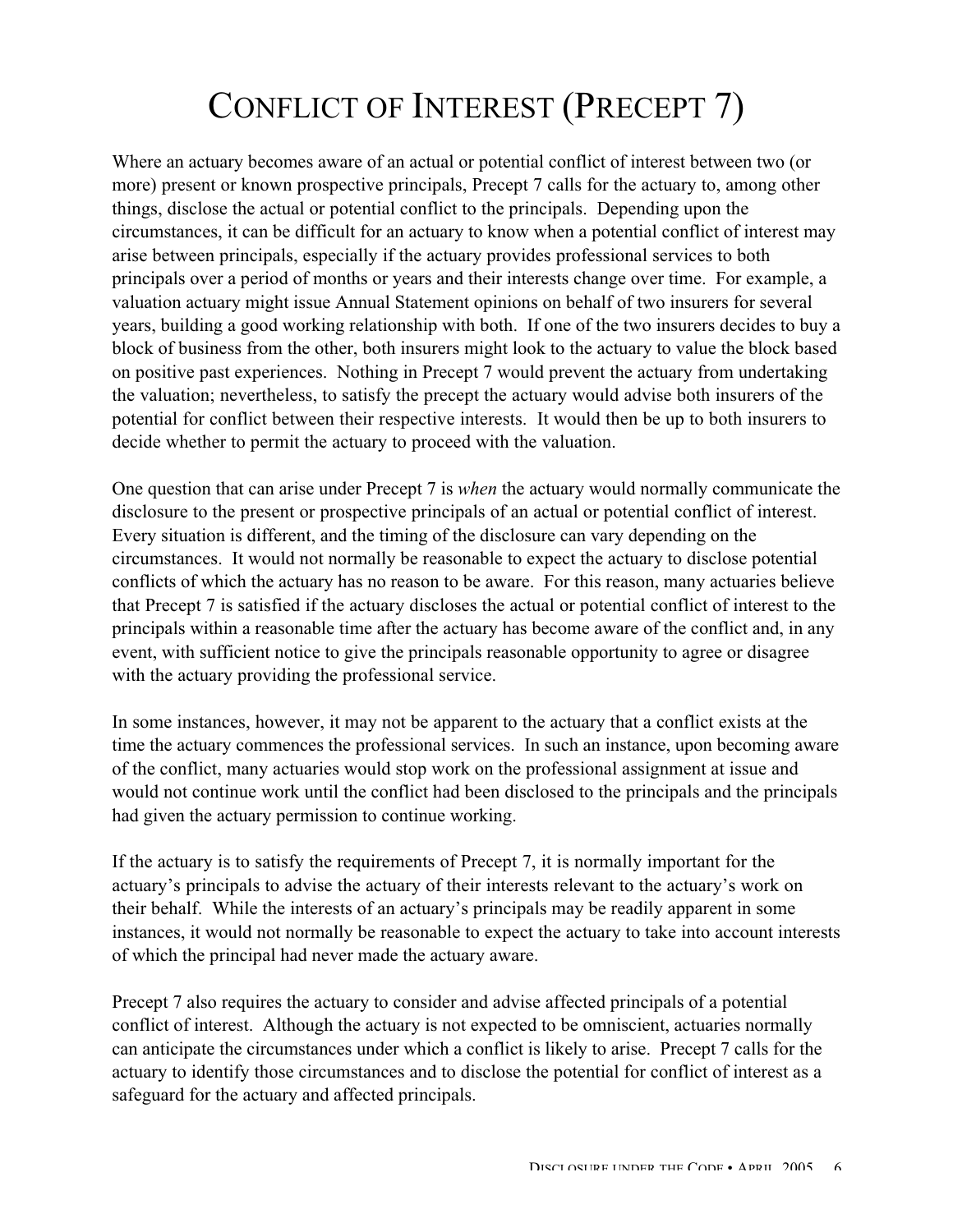# Conflict of Interest (Precept 7)

Where an actuary becomes aware of an actual or potential conflict of interest between two (or more) present or known prospective principals, Precept 7 calls for the actuary to, among other things, disclose the actual or potential conflict to the principals. Depending upon the circumstances, it can be difficult for an actuary to know when a potential conflict of interest may arise between principals, especially if the actuary provides professional services to both principals over a period of months or years and their interests change over time. For example, a valuation actuary might issue Annual Statement opinions on behalf of two insurers for several years, building a good working relationship with both. If one of the two insurers decides to buy a block of business from the other, both insurers might look to the actuary to value the block based on positive past experiences. Nothing in Precept 7 would prevent the actuary from undertaking the valuation; nevertheless, to satisfy the precept the actuary would advise both insurers of the potential for conflict between their respective interests. It would then be up to both insurers to decide whether to permit the actuary to proceed with the valuation.

One question that can arise under Precept 7 is *when* the actuary would normally communicate the disclosure to the present or prospective principals of an actual or potential conflict of interest. Every situation is different, and the timing of the disclosure can vary depending on the circumstances. It would not normally be reasonable to expect the actuary to disclose potential conflicts of which the actuary has no reason to be aware. For this reason, many actuaries believe that Precept 7 is satisfied if the actuary discloses the actual or potential conflict of interest to the principals within a reasonable time after the actuary has become aware of the conflict and, in any event, with sufficient notice to give the principals reasonable opportunity to agree or disagree with the actuary providing the professional service.

In some instances, however, it may not be apparent to the actuary that a conflict exists at the time the actuary commences the professional services. In such an instance, upon becoming aware of the conflict, many actuaries would stop work on the professional assignment at issue and would not continue work until the conflict had been disclosed to the principals and the principals had given the actuary permission to continue working.

If the actuary is to satisfy the requirements of Precept 7, it is normally important for the actuary's principals to advise the actuary of their interests relevant to the actuary's work on their behalf. While the interests of an actuary's principals may be readily apparent in some instances, it would not normally be reasonable to expect the actuary to take into account interests of which the principal had never made the actuary aware.

Precept 7 also requires the actuary to consider and advise affected principals of a potential conflict of interest. Although the actuary is not expected to be omniscient, actuaries normally can anticipate the circumstances under which a conflict is likely to arise. Precept 7 calls for the actuary to identify those circumstances and to disclose the potential for conflict of interest as a safeguard for the actuary and affected principals.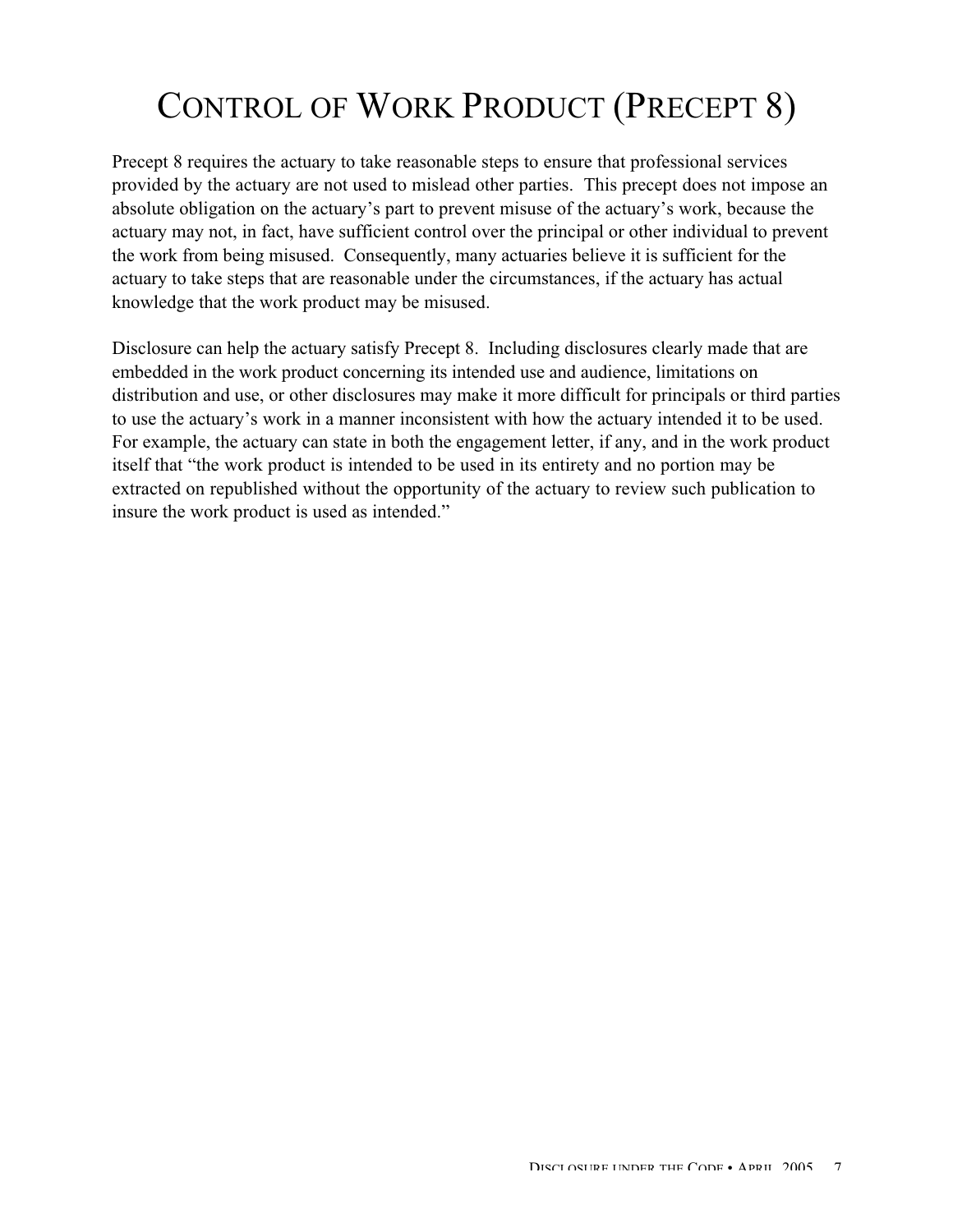# CONTROL OF WORK PRODUCT (PRECEPT 8)

Precept 8 requires the actuary to take reasonable steps to ensure that professional services provided by the actuary are not used to mislead other parties. This precept does not impose an absolute obligation on the actuary's part to prevent misuse of the actuary's work, because the actuary may not, in fact, have sufficient control over the principal or other individual to prevent the work from being misused. Consequently, many actuaries believe it is sufficient for the actuary to take steps that are reasonable under the circumstances, if the actuary has actual knowledge that the work product may be misused.

Disclosure can help the actuary satisfy Precept 8. Including disclosures clearly made that are embedded in the work product concerning its intended use and audience, limitations on distribution and use, or other disclosures may make it more difficult for principals or third parties to use the actuary's work in a manner inconsistent with how the actuary intended it to be used. For example, the actuary can state in both the engagement letter, if any, and in the work product itself that "the work product is intended to be used in its entirety and no portion may be extracted on republished without the opportunity of the actuary to review such publication to insure the work product is used as intended."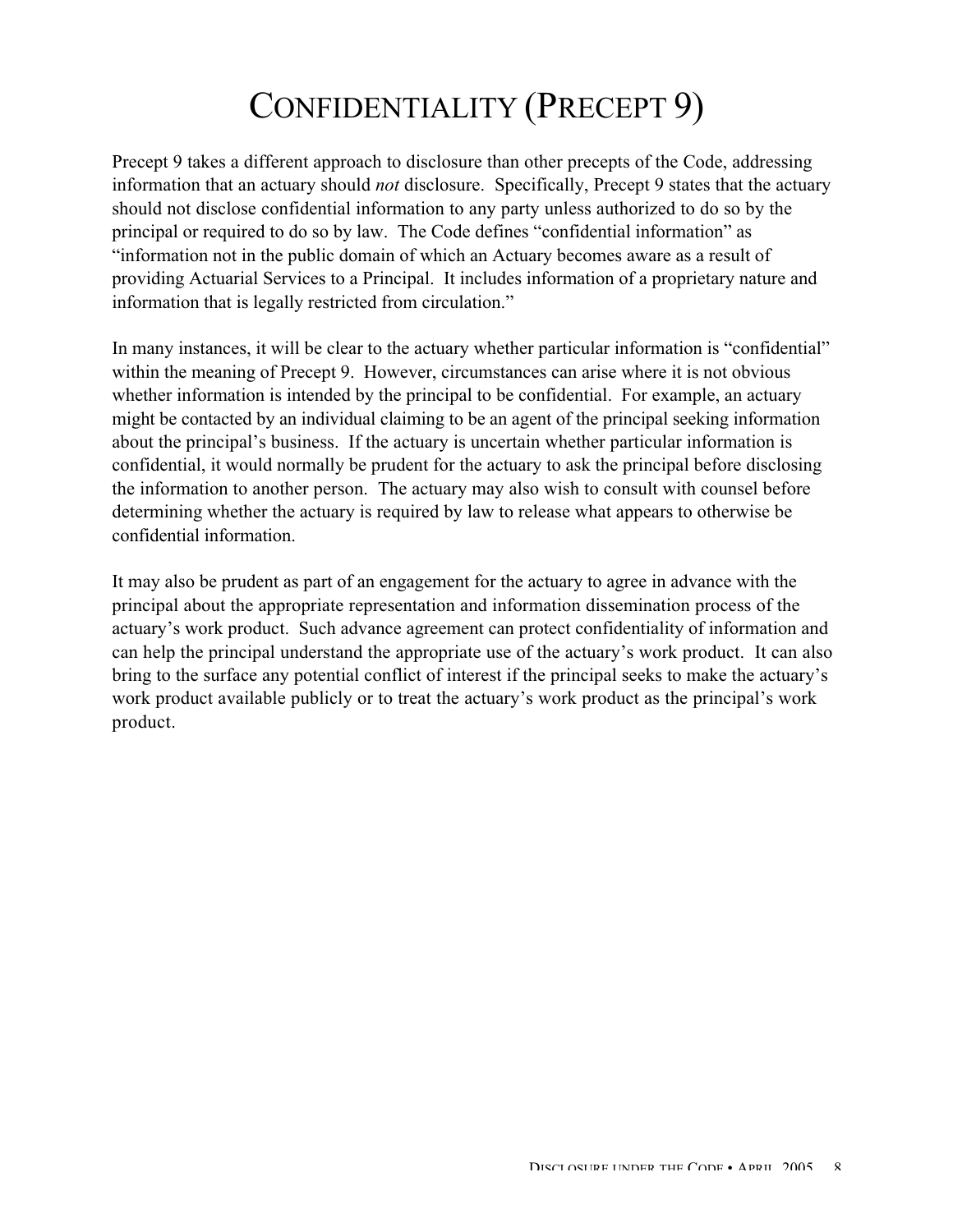# CONFIDENTIALITY (PRECEPT 9)

Precept 9 takes a different approach to disclosure than other precepts of the Code, addressing information that an actuary should *not* disclosure. Specifically, Precept 9 states that the actuary should not disclose confidential information to any party unless authorized to do so by the principal or required to do so by law. The Code defines "confidential information" as "information not in the public domain of which an Actuary becomes aware as a result of providing Actuarial Services to a Principal. It includes information of a proprietary nature and information that is legally restricted from circulation."

In many instances, it will be clear to the actuary whether particular information is "confidential" within the meaning of Precept 9. However, circumstances can arise where it is not obvious whether information is intended by the principal to be confidential. For example, an actuary might be contacted by an individual claiming to be an agent of the principal seeking information about the principal's business. If the actuary is uncertain whether particular information is confidential, it would normally be prudent for the actuary to ask the principal before disclosing the information to another person. The actuary may also wish to consult with counsel before determining whether the actuary is required by law to release what appears to otherwise be confidential information.

It may also be prudent as part of an engagement for the actuary to agree in advance with the principal about the appropriate representation and information dissemination process of the actuary's work product. Such advance agreement can protect confidentiality of information and can help the principal understand the appropriate use of the actuary's work product. It can also bring to the surface any potential conflict of interest if the principal seeks to make the actuary's work product available publicly or to treat the actuary's work product as the principal's work product.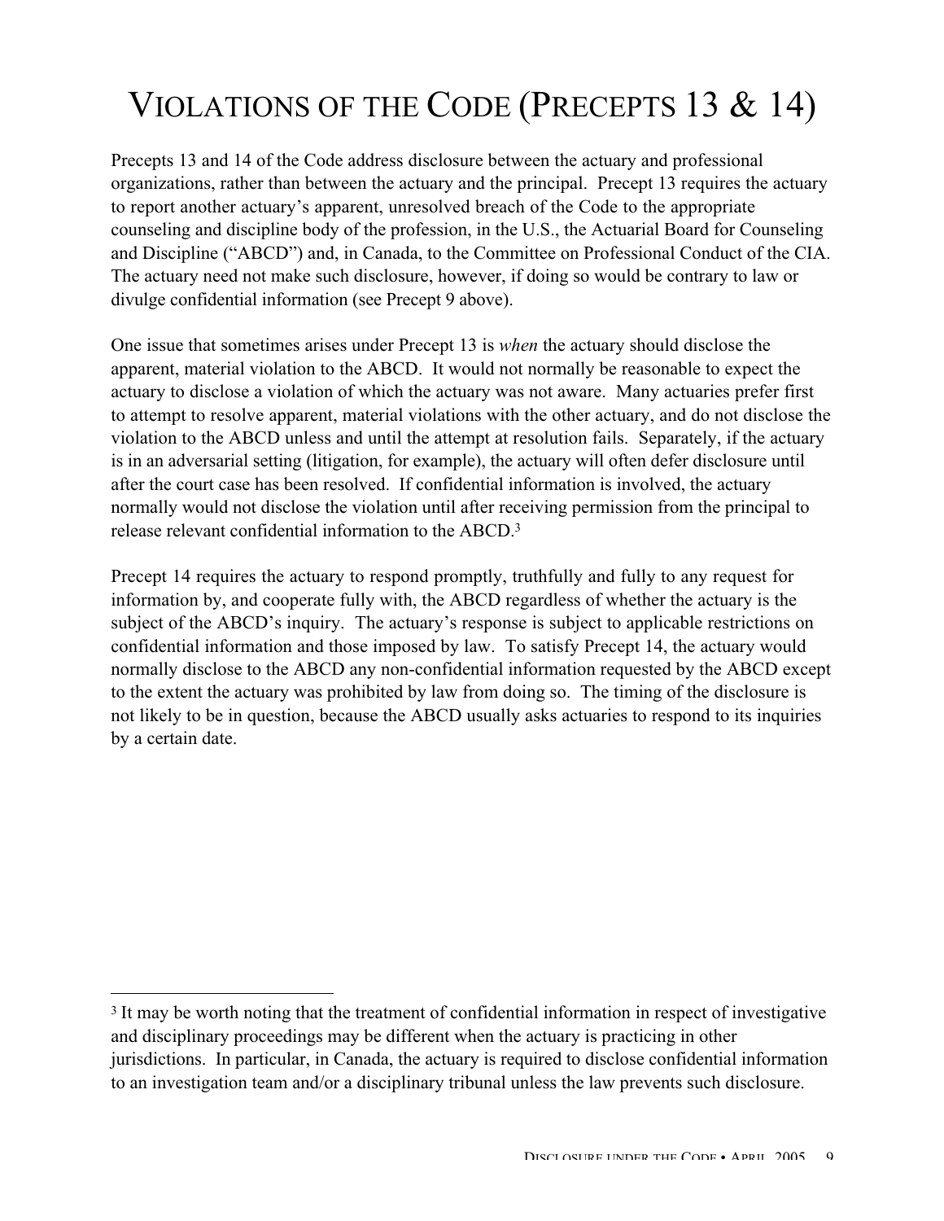# VIOLATIONS OF THE CODE (PRECEPTS 13 & 14)

Precepts 13 and 14 of the Code address disclosure between the actuary and professional organizations, rather than between the actuary and the principal. Precept 13 requires the actuary to report another actuary's apparent, unresolved breach of the Code to the appropriate counseling and discipline body of the profession, in the U.S., the Actuarial Board for Counseling and Discipline ("ABCD") and, in Canada, to the Committee on Professional Conduct of the CIA. The actuary need not make such disclosure, however, if doing so would be contrary to law or divulge confidential information (see Precept 9 above).

One issue that sometimes arises under Precept 13 is *when* the actuary should disclose the apparent, material violation to the ABCD. It would not normally be reasonable to expect the actuary to disclose a violation of which the actuary was not aware. Many actuaries prefer first to attempt to resolve apparent, material violations with the other actuary, and do not disclose the violation to the ABCD unless and until the attempt at resolution fails. Separately, if the actuary is in an adversarial setting (litigation, for example), the actuary will often defer disclosure until after the court case has been resolved. If confidential information is involved, the actuary normally would not disclose the violation until after receiving permission from the principal to release relevant confidential information to the ABCD.[3]

Precept 14 requires the actuary to respond promptly, truthfully and fully to any request for information by, and cooperate fully with, the ABCD regardless of whether the actuary is the subject of the ABCD's inquiry. The actuary's response is subject to applicable restrictions on confidential information and those imposed by law. To satisfy Precept 14, the actuary would normally disclose to the ABCD any non-confidential information requested by the ABCD except to the extent the actuary was prohibited by law from doing so. The timing of the disclosure is not likely to be in question, because the ABCD usually asks actuaries to respond to its inquiries by a certain date.

---

[3] It may be worth noting that the treatment of confidential information in respect of investigative and disciplinary proceedings may be different when the actuary is practicing in other jurisdictions. In particular, in Canada, the actuary is required to disclose confidential information to an investigation team and/or a disciplinary tribunal unless the law prevents such disclosure.